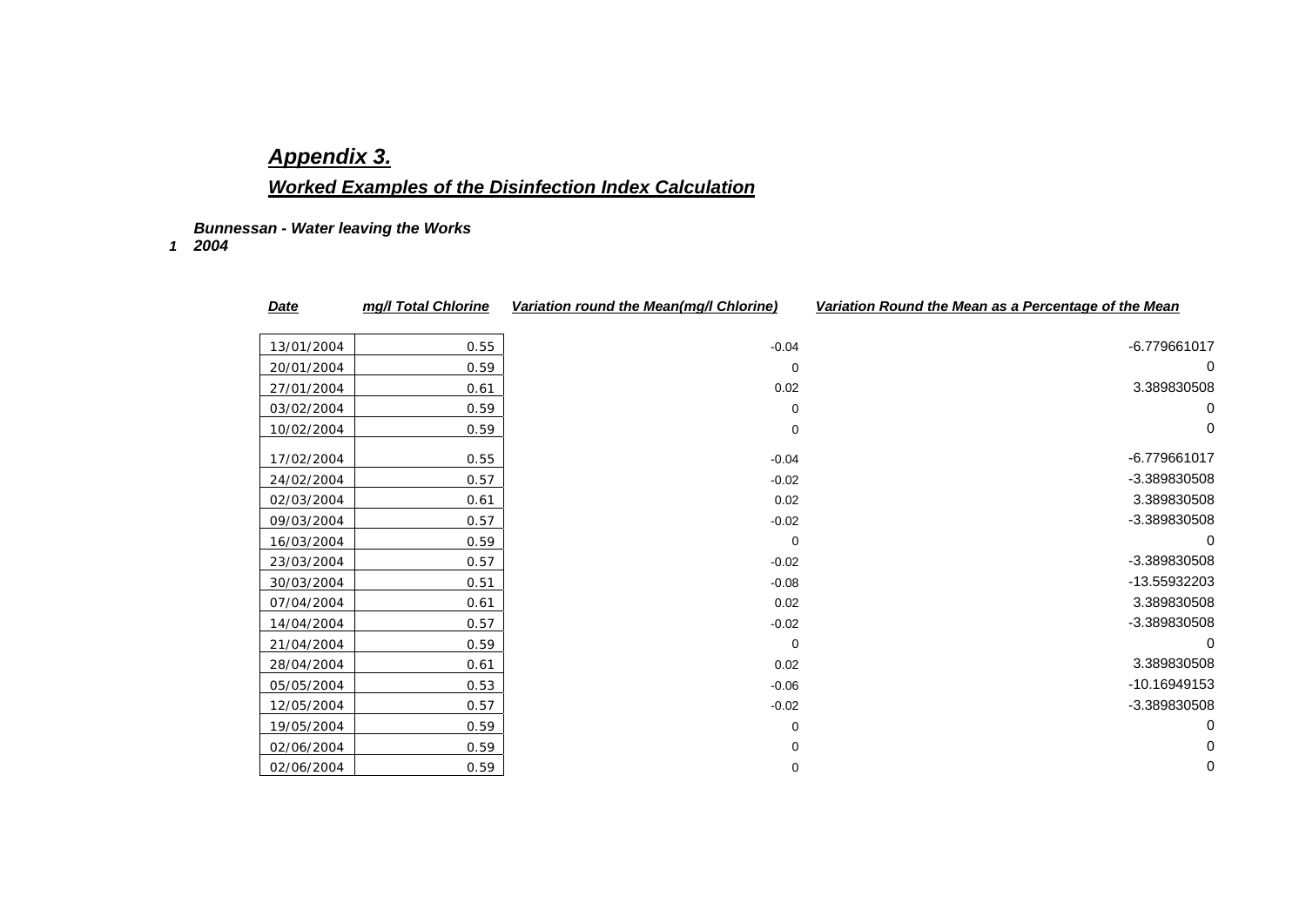# Appendix 3.

## Worked Examples of the Disinfection Index Calculation

***Bunnessan - Water leaving the Works***

***1 2004***

| Date | mg/l Total Chlorine | Variation round the Mean(mg/l Chlorine) | Variation Round the Mean as a Percentage of the Mean |
|---|---|---|---|
| 13/01/2004 | 0.55 | -0.04 | -6.779661017 |
| 20/01/2004 | 0.59 | 0 | 0 |
| 27/01/2004 | 0.61 | 0.02 | 3.389830508 |
| 03/02/2004 | 0.59 | 0 | 0 |
| 10/02/2004 | 0.59 | 0 | 0 |
| 17/02/2004 | 0.55 | -0.04 | -6.779661017 |
| 24/02/2004 | 0.57 | -0.02 | -3.389830508 |
| 02/03/2004 | 0.61 | 0.02 | 3.389830508 |
| 09/03/2004 | 0.57 | -0.02 | -3.389830508 |
| 16/03/2004 | 0.59 | 0 | 0 |
| 23/03/2004 | 0.57 | -0.02 | -3.389830508 |
| 30/03/2004 | 0.51 | -0.08 | -13.55932203 |
| 07/04/2004 | 0.61 | 0.02 | 3.389830508 |
| 14/04/2004 | 0.57 | -0.02 | -3.389830508 |
| 21/04/2004 | 0.59 | 0 | 0 |
| 28/04/2004 | 0.61 | 0.02 | 3.389830508 |
| 05/05/2004 | 0.53 | -0.06 | -10.16949153 |
| 12/05/2004 | 0.57 | -0.02 | -3.389830508 |
| 19/05/2004 | 0.59 | 0 | 0 |
| 02/06/2004 | 0.59 | 0 | 0 |
| 02/06/2004 | 0.59 | 0 | 0 |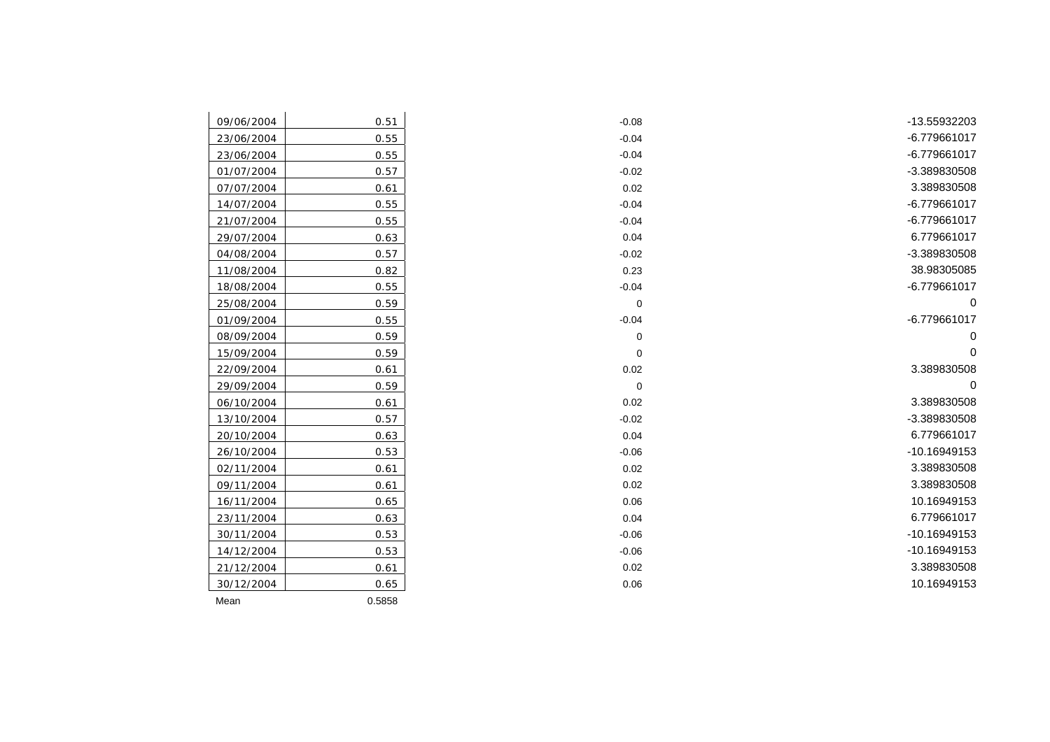| | | | |
|---|---|---|---|
| 09/06/2004 | 0.51 | -0.08 | -13.55932203 |
| 23/06/2004 | 0.55 | -0.04 | -6.779661017 |
| 23/06/2004 | 0.55 | -0.04 | -6.779661017 |
| 01/07/2004 | 0.57 | -0.02 | -3.389830508 |
| 07/07/2004 | 0.61 | 0.02 | 3.389830508 |
| 14/07/2004 | 0.55 | -0.04 | -6.779661017 |
| 21/07/2004 | 0.55 | -0.04 | -6.779661017 |
| 29/07/2004 | 0.63 | 0.04 | 6.779661017 |
| 04/08/2004 | 0.57 | -0.02 | -3.389830508 |
| 11/08/2004 | 0.82 | 0.23 | 38.98305085 |
| 18/08/2004 | 0.55 | -0.04 | -6.779661017 |
| 25/08/2004 | 0.59 | 0 | 0 |
| 01/09/2004 | 0.55 | -0.04 | -6.779661017 |
| 08/09/2004 | 0.59 | 0 | 0 |
| 15/09/2004 | 0.59 | 0 | 0 |
| 22/09/2004 | 0.61 | 0.02 | 3.389830508 |
| 29/09/2004 | 0.59 | 0 | 0 |
| 06/10/2004 | 0.61 | 0.02 | 3.389830508 |
| 13/10/2004 | 0.57 | -0.02 | -3.389830508 |
| 20/10/2004 | 0.63 | 0.04 | 6.779661017 |
| 26/10/2004 | 0.53 | -0.06 | -10.16949153 |
| 02/11/2004 | 0.61 | 0.02 | 3.389830508 |
| 09/11/2004 | 0.61 | 0.02 | 3.389830508 |
| 16/11/2004 | 0.65 | 0.06 | 10.16949153 |
| 23/11/2004 | 0.63 | 0.04 | 6.779661017 |
| 30/11/2004 | 0.53 | -0.06 | -10.16949153 |
| 14/12/2004 | 0.53 | -0.06 | -10.16949153 |
| 21/12/2004 | 0.61 | 0.02 | 3.389830508 |
| 30/12/2004 | 0.65 | 0.06 | 10.16949153 |
| Mean | 0.5858 | | |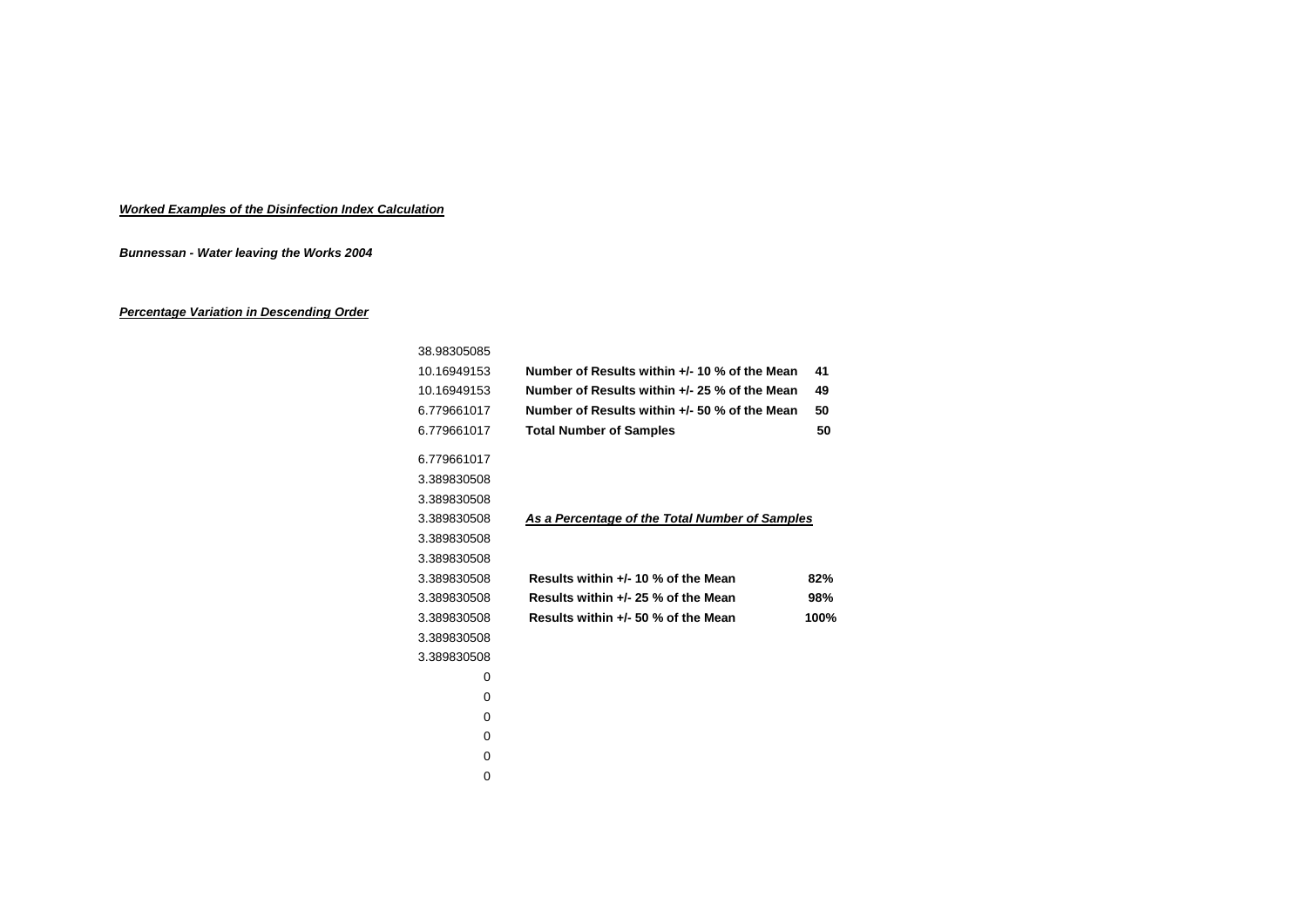***Worked Examples of the Disinfection Index Calculation***

***Bunnessan - Water leaving the Works 2004***

***Percentage Variation in Descending Order***

| | | |
|---|---|---|
| 38.98305085 | | |
| 10.16949153 | **Number of Results within +/- 10 % of the Mean** | **41** |
| 10.16949153 | **Number of Results within +/- 25 % of the Mean** | **49** |
| 6.779661017 | **Number of Results within +/- 50 % of the Mean** | **50** |
| 6.779661017 | **Total Number of Samples** | **50** |
| 6.779661017 | | |
| 3.389830508 | | |
| 3.389830508 | | |
| 3.389830508 | ***As a Percentage of the Total Number of Samples*** | |
| 3.389830508 | | |
| 3.389830508 | | |
| 3.389830508 | **Results within +/- 10 % of the Mean** | **82%** |
| 3.389830508 | **Results within +/- 25 % of the Mean** | **98%** |
| 3.389830508 | **Results within +/- 50 % of the Mean** | **100%** |
| 3.389830508 | | |
| 3.389830508 | | |
| 0 | | |
| 0 | | |
| 0 | | |
| 0 | | |
| 0 | | |
| 0 | | |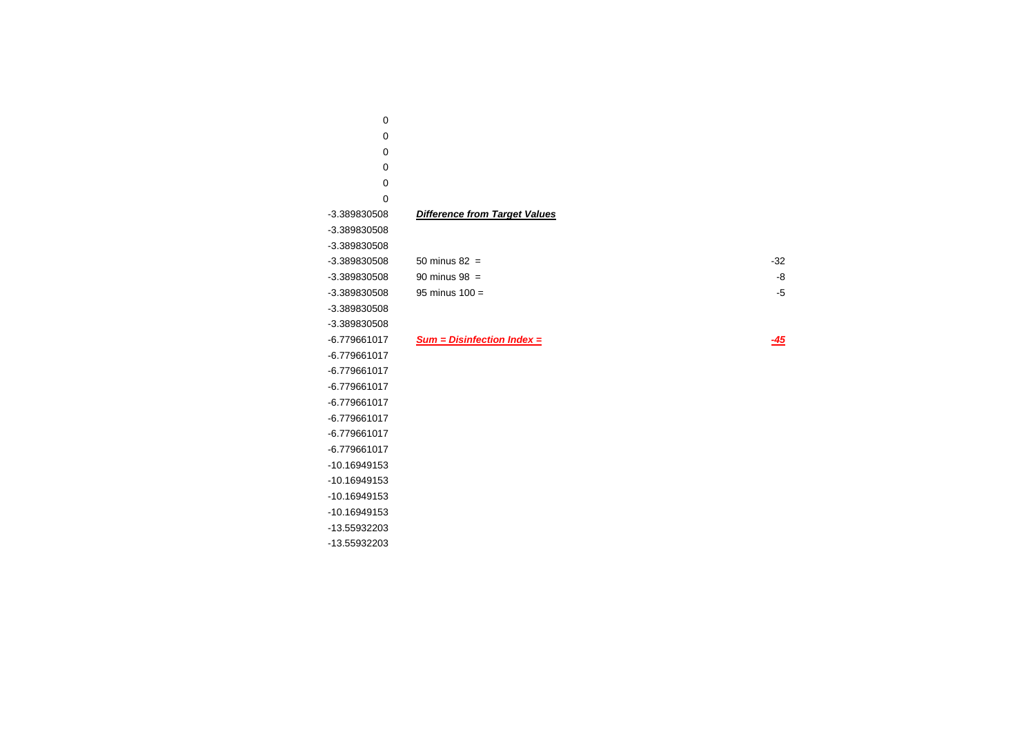| | | |
|---|---|---|
| 0 | | |
| 0 | | |
| 0 | | |
| 0 | | |
| 0 | | |
| 0 | | |
| -3.389830508 | ***Difference from Target Values*** | |
| -3.389830508 | | |
| -3.389830508 | | |
| -3.389830508 | 50 minus 82 = | -32 |
| -3.389830508 | 90 minus 98 = | -8 |
| -3.389830508 | 95 minus 100 = | -5 |
| -3.389830508 | | |
| -3.389830508 | | |
| -6.779661017 | ***Sum = Disinfection Index =*** | ***-45*** |
| -6.779661017 | | |
| -6.779661017 | | |
| -6.779661017 | | |
| -6.779661017 | | |
| -6.779661017 | | |
| -6.779661017 | | |
| -6.779661017 | | |
| -10.16949153 | | |
| -10.16949153 | | |
| -10.16949153 | | |
| -10.16949153 | | |
| -13.55932203 | | |
| -13.55932203 | | |